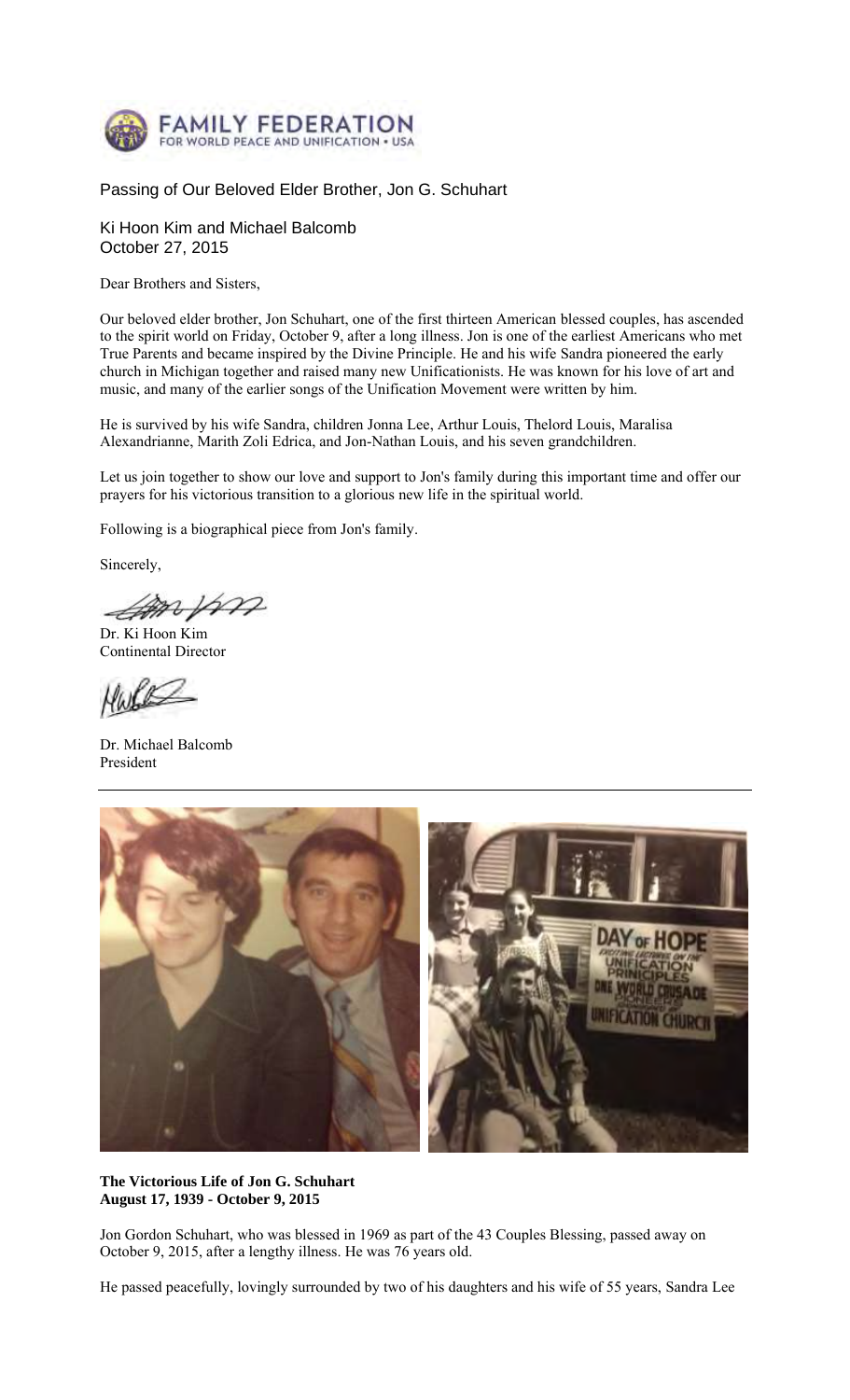FAMILY FEDERATION FOR WORLD PEACE AND UNIFICATION • USA

## Passing of Our Beloved Elder Brother, Jon G. Schuhart

Ki Hoon Kim and Michael Balcomb
October 27, 2015

Dear Brothers and Sisters,

Our beloved elder brother, Jon Schuhart, one of the first thirteen American blessed couples, has ascended to the spirit world on Friday, October 9, after a long illness. Jon is one of the earliest Americans who met True Parents and became inspired by the Divine Principle. He and his wife Sandra pioneered the early church in Michigan together and raised many new Unificationists. He was known for his love of art and music, and many of the earlier songs of the Unification Movement were written by him.

He is survived by his wife Sandra, children Jonna Lee, Arthur Louis, Thelord Louis, Maralisa Alexandrianne, Marith Zoli Edrica, and Jon-Nathan Louis, and his seven grandchildren.

Let us join together to show our love and support to Jon's family during this important time and offer our prayers for his victorious transition to a glorious new life in the spiritual world.

Following is a biographical piece from Jon's family.

Sincerely,

Dr. Ki Hoon Kim
Continental Director

Dr. Michael Balcomb
President

---

**The Victorious Life of Jon G. Schuhart**
**August 17, 1939 - October 9, 2015**

Jon Gordon Schuhart, who was blessed in 1969 as part of the 43 Couples Blessing, passed away on October 9, 2015, after a lengthy illness. He was 76 years old.

He passed peacefully, lovingly surrounded by two of his daughters and his wife of 55 years, Sandra Lee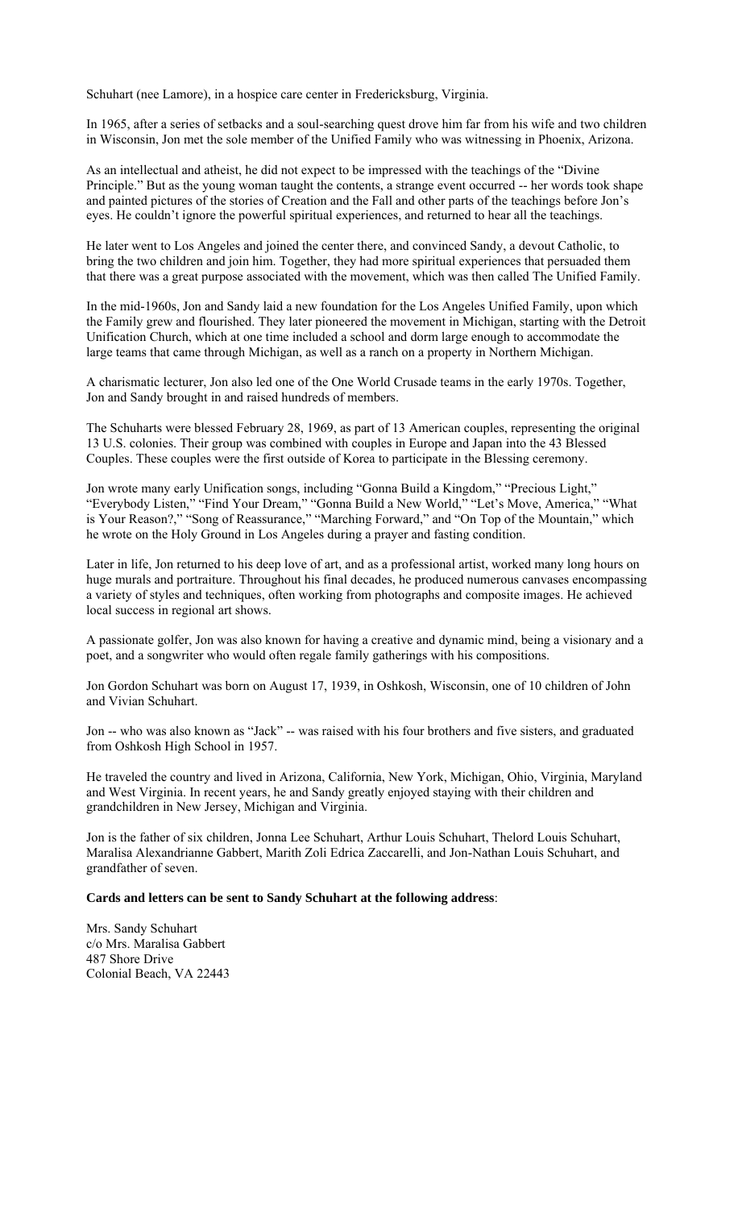Schuhart (nee Lamore), in a hospice care center in Fredericksburg, Virginia.

In 1965, after a series of setbacks and a soul-searching quest drove him far from his wife and two children in Wisconsin, Jon met the sole member of the Unified Family who was witnessing in Phoenix, Arizona.

As an intellectual and atheist, he did not expect to be impressed with the teachings of the "Divine Principle." But as the young woman taught the contents, a strange event occurred -- her words took shape and painted pictures of the stories of Creation and the Fall and other parts of the teachings before Jon's eyes. He couldn't ignore the powerful spiritual experiences, and returned to hear all the teachings.

He later went to Los Angeles and joined the center there, and convinced Sandy, a devout Catholic, to bring the two children and join him. Together, they had more spiritual experiences that persuaded them that there was a great purpose associated with the movement, which was then called The Unified Family.

In the mid-1960s, Jon and Sandy laid a new foundation for the Los Angeles Unified Family, upon which the Family grew and flourished. They later pioneered the movement in Michigan, starting with the Detroit Unification Church, which at one time included a school and dorm large enough to accommodate the large teams that came through Michigan, as well as a ranch on a property in Northern Michigan.

A charismatic lecturer, Jon also led one of the One World Crusade teams in the early 1970s. Together, Jon and Sandy brought in and raised hundreds of members.

The Schuharts were blessed February 28, 1969, as part of 13 American couples, representing the original 13 U.S. colonies. Their group was combined with couples in Europe and Japan into the 43 Blessed Couples. These couples were the first outside of Korea to participate in the Blessing ceremony.

Jon wrote many early Unification songs, including "Gonna Build a Kingdom," "Precious Light," "Everybody Listen," "Find Your Dream," "Gonna Build a New World," "Let's Move, America," "What is Your Reason?," "Song of Reassurance," "Marching Forward," and "On Top of the Mountain," which he wrote on the Holy Ground in Los Angeles during a prayer and fasting condition.

Later in life, Jon returned to his deep love of art, and as a professional artist, worked many long hours on huge murals and portraiture. Throughout his final decades, he produced numerous canvases encompassing a variety of styles and techniques, often working from photographs and composite images. He achieved local success in regional art shows.

A passionate golfer, Jon was also known for having a creative and dynamic mind, being a visionary and a poet, and a songwriter who would often regale family gatherings with his compositions.

Jon Gordon Schuhart was born on August 17, 1939, in Oshkosh, Wisconsin, one of 10 children of John and Vivian Schuhart.

Jon -- who was also known as "Jack" -- was raised with his four brothers and five sisters, and graduated from Oshkosh High School in 1957.

He traveled the country and lived in Arizona, California, New York, Michigan, Ohio, Virginia, Maryland and West Virginia. In recent years, he and Sandy greatly enjoyed staying with their children and grandchildren in New Jersey, Michigan and Virginia.

Jon is the father of six children, Jonna Lee Schuhart, Arthur Louis Schuhart, Thelord Louis Schuhart, Maralisa Alexandrianne Gabbert, Marith Zoli Edrica Zaccarelli, and Jon-Nathan Louis Schuhart, and grandfather of seven.

**Cards and letters can be sent to Sandy Schuhart at the following address**:

Mrs. Sandy Schuhart  
c/o Mrs. Maralisa Gabbert  
487 Shore Drive  
Colonial Beach, VA 22443